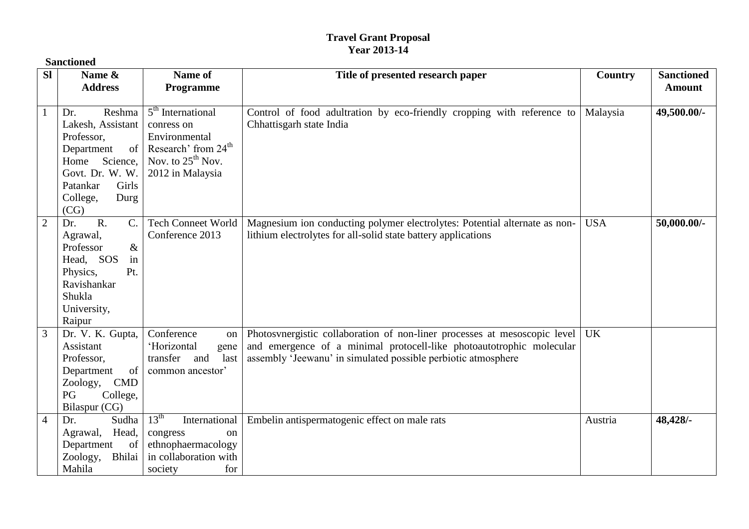# Travel Grant Proposal
## Year 2013-14

**Sanctioned**

| Sl | Name & Address | Name of Programme | Title of presented research paper | Country | Sanctioned Amount |
|---|---|---|---|---|---|
| 1 | Dr. Reshma Lakesh, Assistant Professor, Department of Home Science, Govt. Dr. W. W. Patankar Girls College, Durg (CG) | 5th International conress on Environmental Research' from 24th Nov. to 25th Nov. 2012 in Malaysia | Control of food adultration by eco-friendly cropping with reference to Chhattisgarh state India | Malaysia | **49,500.00/-** |
| 2 | Dr. R. C. Agrawal, Professor & Head, SOS in Physics, Pt. Ravishankar Shukla University, Raipur | Tech Conneet World Conference 2013 | Magnesium ion conducting polymer electrolytes: Potential alternate as non-lithium electrolytes for all-solid state battery applications | USA | **50,000.00/-** |
| 3 | Dr. V. K. Gupta, Assistant Professor, Department of Zoology, CMD PG College, Bilaspur (CG) | Conference on 'Horizontal gene transfer and last common ancestor' | Photosvnergistic collaboration of non-liner processes at mesoscopic level and emergence of a minimal protocell-like photoautotrophic molecular assembly 'Jeewanu' in simulated possible perbiotic atmosphere | UK | |
| 4 | Dr. Sudha Agrawal, Head, Department of Zoology, Bhilai Mahila | 13th International congress on ethnophaermacology in collaboration with society for | Embelin antispermatogenic effect on male rats | Austria | **48,428/-** |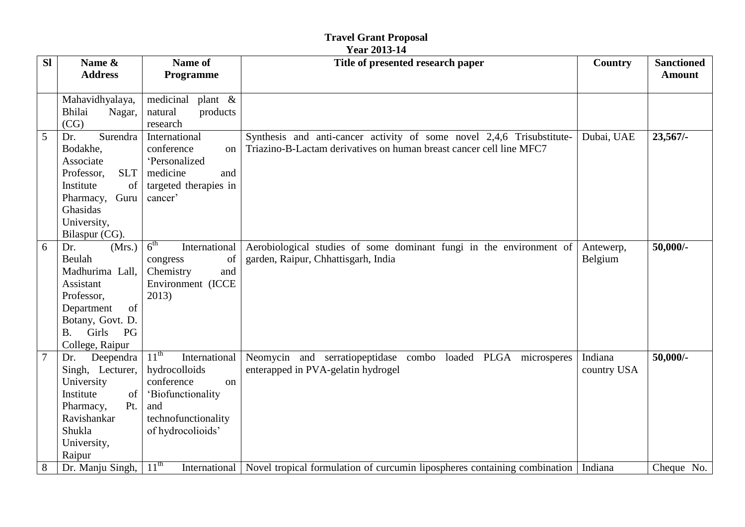**Travel Grant Proposal**
**Year 2013-14**

| Sl | Name & Address | Name of Programme | Title of presented research paper | Country | Sanctioned Amount |
|---|---|---|---|---|---|
| | Mahavidhyalaya, Bhilai Nagar, (CG) | medicinal plant & natural products research | | | |
| 5 | Dr. Surendra Bodakhe, Associate Professor, SLT Institute of Pharmacy, Guru Ghasidas University, Bilaspur (CG). | International conference on 'Personalized medicine and targeted therapies in cancer' | Synthesis and anti-cancer activity of some novel 2,4,6 Trisubstitute-Triazino-B-Lactam derivatives on human breast cancer cell line MFC7 | Dubai, UAE | **23,567/-** |
| 6 | Dr. (Mrs.) Beulah Madhurima Lall, Assistant Professor, Department of Botany, Govt. D. B. Girls PG College, Raipur | 6th International congress of Chemistry and Environment (ICCE 2013) | Aerobiological studies of some dominant fungi in the environment of garden, Raipur, Chhattisgarh, India | Antewerp, Belgium | **50,000/-** |
| 7 | Dr. Deependra Singh, Lecturer, University Institute of Pharmacy, Pt. Ravishankar Shukla University, Raipur | 11th International hydrocolloids conference on 'Biofunctionality and technofunctionality of hydrocolioids' | Neomycin and serratiopeptidase combo loaded PLGA microsperes enterapped in PVA-gelatin hydrogel | Indiana country USA | **50,000/-** |
| 8 | Dr. Manju Singh, | 11th International | Novel tropical formulation of curcumin lipospheres containing combination | Indiana | Cheque No. |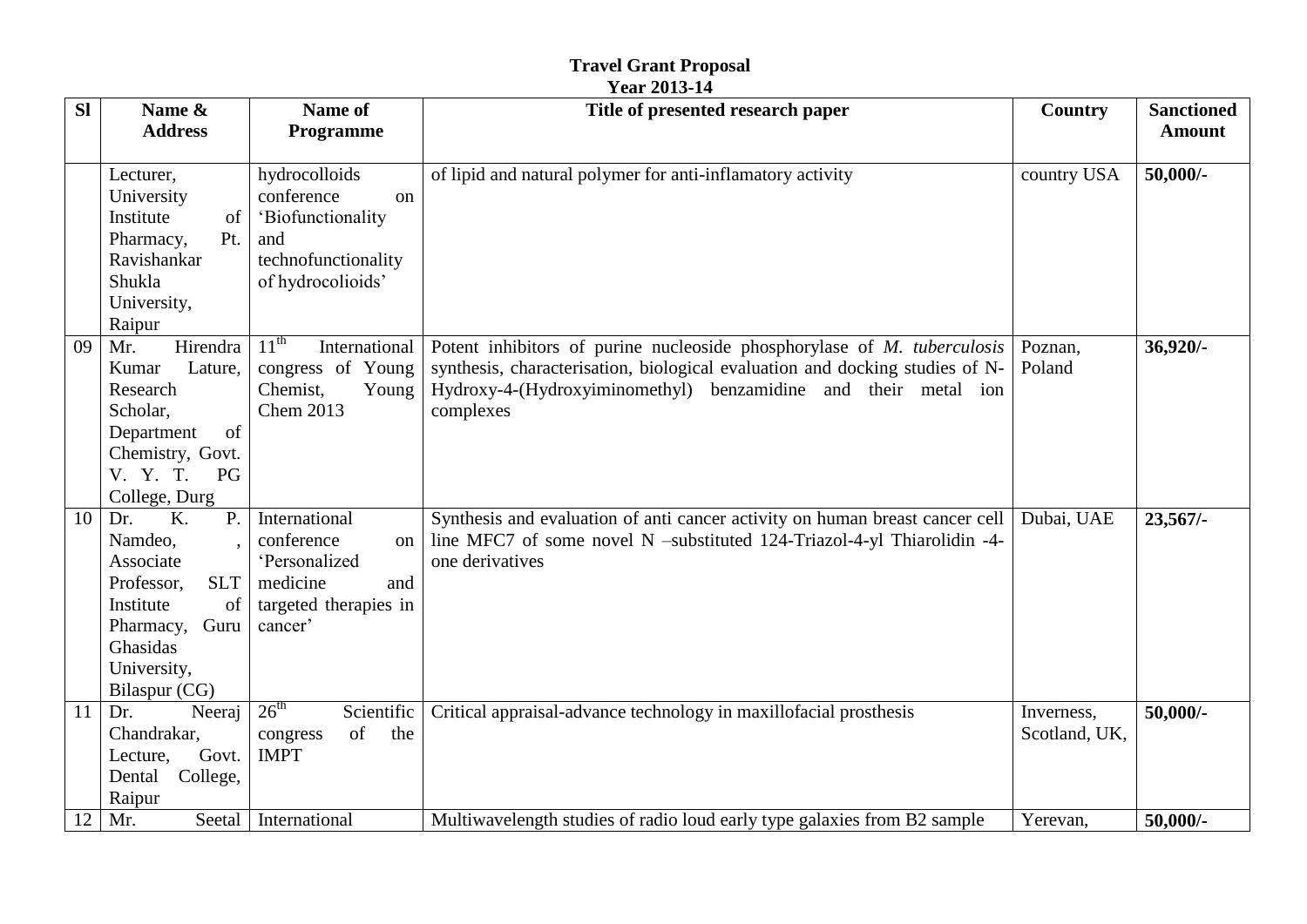# Travel Grant Proposal
## Year 2013-14

| Sl | Name & Address | Name of Programme | Title of presented research paper | Country | Sanctioned Amount |
|---|---|---|---|---|---|
| | Lecturer, University Institute of Pharmacy, Pt. Ravishankar Shukla University, Raipur | hydrocolloids conference on 'Biofunctionality and technofunctionality of hydrocolioids' | of lipid and natural polymer for anti-inflamatory activity | country USA | **50,000/-** |
| 09 | Mr. Hirendra Kumar Lature, Research Scholar, Department of Chemistry, Govt. V. Y. T. PG College, Durg | 11th International congress of Young Chemist, Young Chem 2013 | Potent inhibitors of purine nucleoside phosphorylase of *M. tuberculosis* synthesis, characterisation, biological evaluation and docking studies of N-Hydroxy-4-(Hydroxyiminomethyl) benzamidine and their metal ion complexes | Poznan, Poland | **36,920/-** |
| 10 | Dr. K. P. Namdeo, , Associate Professor, SLT Institute of Pharmacy, Guru Ghasidas University, Bilaspur (CG) | International conference on 'Personalized medicine and targeted therapies in cancer' | Synthesis and evaluation of anti cancer activity on human breast cancer cell line MFC7 of some novel N –substituted 124-Triazol-4-yl Thiarolidin -4-one derivatives | Dubai, UAE | **23,567/-** |
| 11 | Dr. Neeraj Chandrakar, Lecture, Govt. Dental College, Raipur | 26th Scientific congress of the IMPT | Critical appraisal-advance technology in maxillofacial prosthesis | Inverness, Scotland, UK, | **50,000/-** |
| 12 | Mr. Seetal | International | Multiwavelength studies of radio loud early type galaxies from B2 sample | Yerevan, | **50,000/-** |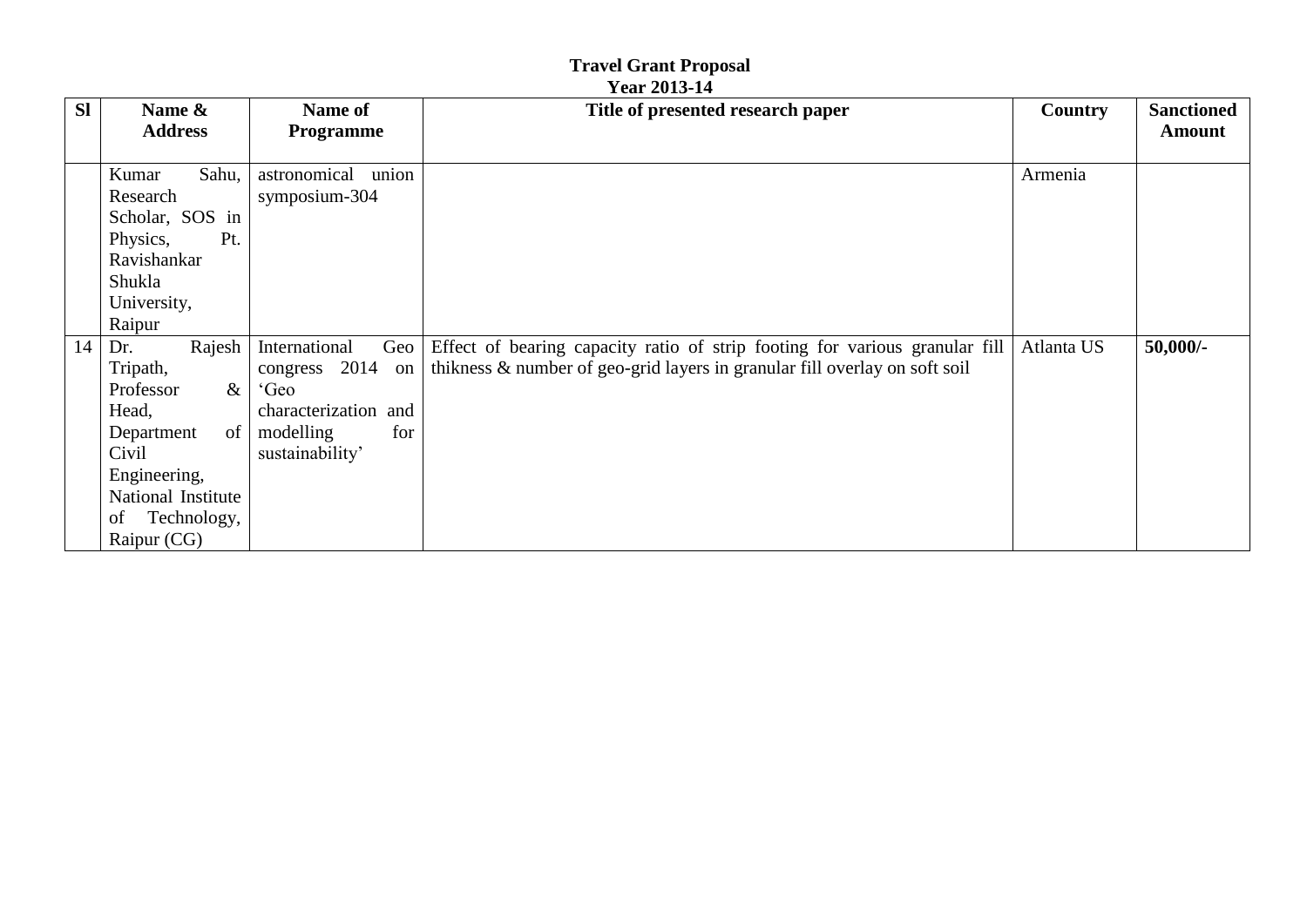**Travel Grant Proposal**
**Year 2013-14**

| Sl | Name & Address | Name of Programme | Title of presented research paper | Country | Sanctioned Amount |
|---|---|---|---|---|---|
| | Kumar Sahu, Research Scholar, SOS in Physics, Pt. Ravishankar Shukla University, Raipur | astronomical union symposium-304 | | Armenia | |
| 14 | Dr. Rajesh Tripath, Professor & Head, Department of Civil Engineering, National Institute of Technology, Raipur (CG) | International Geo congress 2014 on 'Geo characterization and modelling for sustainability' | Effect of bearing capacity ratio of strip footing for various granular fill thikness & number of geo-grid layers in granular fill overlay on soft soil | Atlanta US | **50,000/-** |